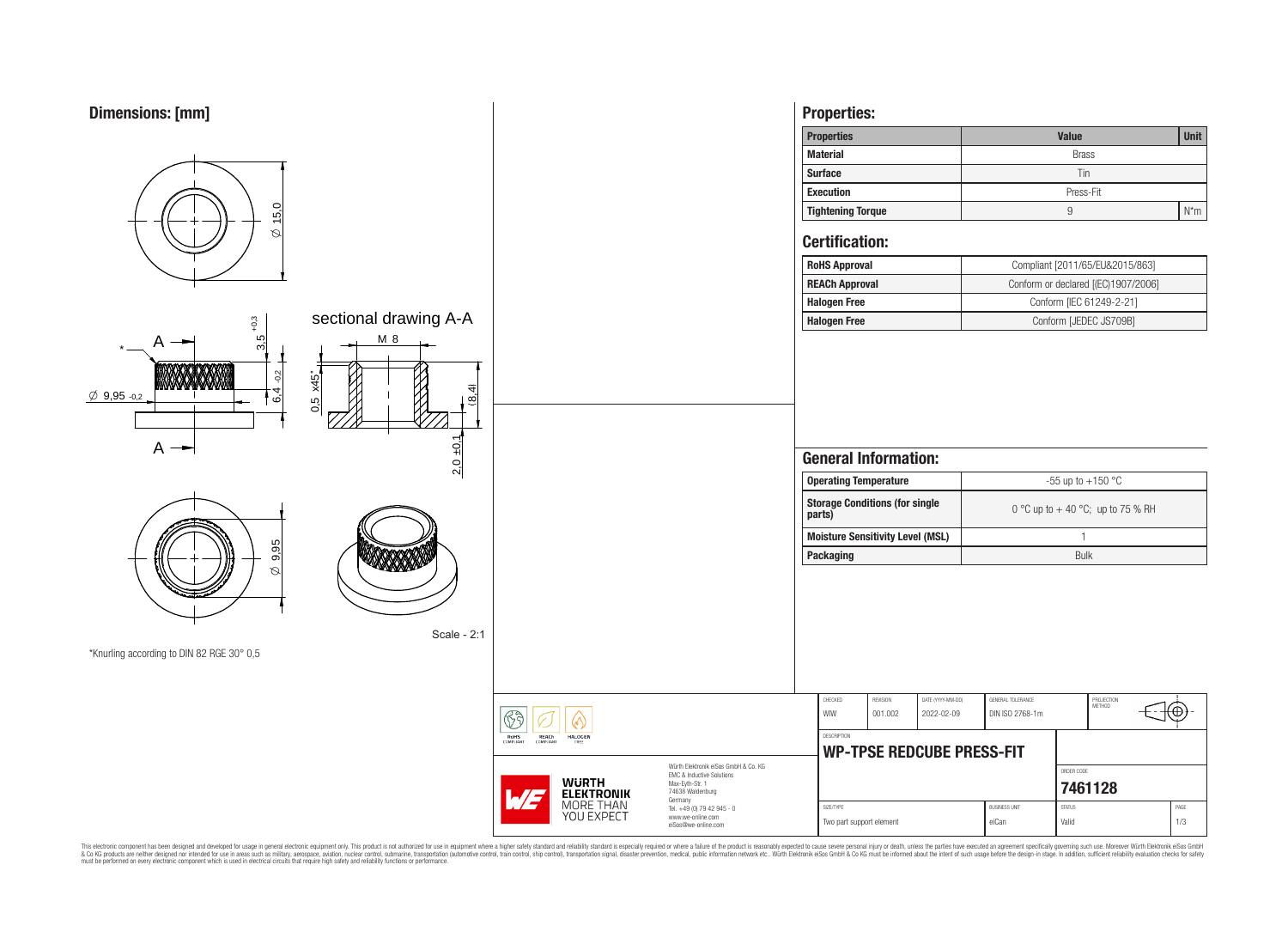## Dimensions: [mm]

Ø 15,0

sectional drawing A-A

M 8

3,5 +0,3

6,4 -0,2

Ø 9,95 -0,2

0,5 x45°

(8,4)

2,0 ±0,1

Ø 9,95

Scale - 2:1

*Knurling according to DIN 82 RGE 30° 0,5

## Properties:

| Properties | Value | Unit |
|---|---|---|
| Material | Brass | |
| Surface | Tin | |
| Execution | Press-Fit | |
| Tightening Torque | 9 | N*m |

## Certification:

| | |
|---|---|
| RoHS Approval | Compliant [2011/65/EU&2015/863] |
| REACh Approval | Conform or declared [(EC)1907/2006] |
| Halogen Free | Conform [IEC 61249-2-21] |
| Halogen Free | Conform [JEDEC JS709B] |

## General Information:

| | |
|---|---|
| Operating Temperature | -55 up to +150 °C |
| Storage Conditions (for single parts) | 0 °C up to + 40 °C; up to 75 % RH |
| Moisture Sensitivity Level (MSL) | 1 |
| Packaging | Bulk |

| CHECKED | REVISION | DATE (YYYY-MM-DD) | GENERAL TOLERANCE | PROJECTION METHOD |
|---|---|---|---|---|
| WIW | 001.002 | 2022-02-09 | DIN ISO 2768-1m | |

DESCRIPTION: **WP-TPSE REDCUBE PRESS-FIT**

ORDER CODE: **7461128**

| SIZE/TYPE | BUSINESS UNIT | STATUS | PAGE |
|---|---|---|---|
| Two part support element | eiCan | Valid | 1/3 |

Würth Elektronik eiSos GmbH & Co. KG
EMC & Inductive Solutions
Max-Eyth-Str. 1
74638 Waldenburg
Germany
Tel. +49 (0) 79 42 945 - 0
www.we-online.com
eiSos@we-online.com

WÜRTH ELEKTRONIK MORE THAN YOU EXPECT

RoHS COMPLIANT REACh COMPLIANT HALOGEN FREE

This electronic component has been designed and developed for usage in general electronic equipment only. This product is not authorized for use in equipment where a higher safety standard and reliability standard is especially required or where a failure of the product is reasonably expected to cause severe personal injury or death, unless the parties have executed an agreement specifically governing such use. Moreover Würth Elektronik eiSos GmbH & Co KG products are neither designed nor intended for use in areas such as military, aerospace, aviation, nuclear control, submarine, transportation (automotive control, train control, ship control), transportation signal, disaster prevention, medical, public information network etc.. Würth Elektronik eiSos GmbH & Co KG must be informed about the intent of such usage before the design-in stage. In addition, sufficient reliability evaluation checks for safety must be performed on every electronic component which is used in electrical circuits that require high safety and reliability functions or performance.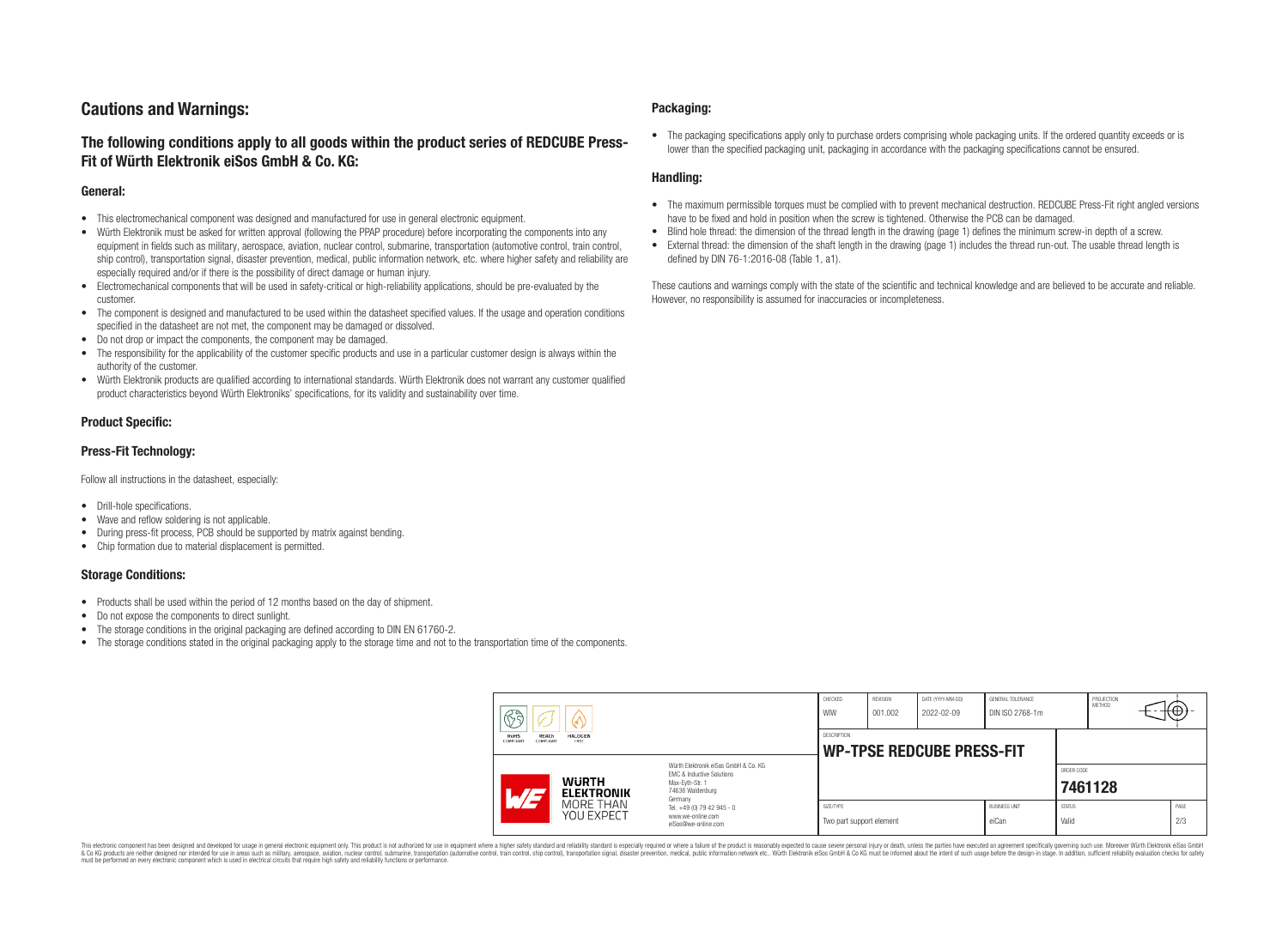# Cautions and Warnings:

## The following conditions apply to all goods within the product series of REDCUBE Press-Fit of Würth Elektronik eiSos GmbH & Co. KG:

### General:

- This electromechanical component was designed and manufactured for use in general electronic equipment.
- Würth Elektronik must be asked for written approval (following the PPAP procedure) before incorporating the components into any equipment in fields such as military, aerospace, aviation, nuclear control, submarine, transportation (automotive control, train control, ship control), transportation signal, disaster prevention, medical, public information network, etc. where higher safety and reliability are especially required and/or if there is the possibility of direct damage or human injury.
- Electromechanical components that will be used in safety-critical or high-reliability applications, should be pre-evaluated by the customer.
- The component is designed and manufactured to be used within the datasheet specified values. If the usage and operation conditions specified in the datasheet are not met, the component may be damaged or dissolved.
- Do not drop or impact the components, the component may be damaged.
- The responsibility for the applicability of the customer specific products and use in a particular customer design is always within the authority of the customer.
- Würth Elektronik products are qualified according to international standards. Würth Elektronik does not warrant any customer qualified product characteristics beyond Würth Elektroniks' specifications, for its validity and sustainability over time.

### Product Specific:

### Press-Fit Technology:

Follow all instructions in the datasheet, especially:

- Drill-hole specifications.
- Wave and reflow soldering is not applicable.
- During press-fit process, PCB should be supported by matrix against bending.
- Chip formation due to material displacement is permitted.

### Storage Conditions:

- Products shall be used within the period of 12 months based on the day of shipment.
- Do not expose the components to direct sunlight.
- The storage conditions in the original packaging are defined according to DIN EN 61760-2.
- The storage conditions stated in the original packaging apply to the storage time and not to the transportation time of the components.

### Packaging:

- The packaging specifications apply only to purchase orders comprising whole packaging units. If the ordered quantity exceeds or is lower than the specified packaging unit, packaging in accordance with the packaging specifications cannot be ensured.

### Handling:

- The maximum permissible torques must be complied with to prevent mechanical destruction. REDCUBE Press-Fit right angled versions have to be fixed and hold in position when the screw is tightened. Otherwise the PCB can be damaged.
- Blind hole thread: the dimension of the thread length in the drawing (page 1) defines the minimum screw-in depth of a screw.
- External thread: the dimension of the shaft length in the drawing (page 1) includes the thread run-out. The usable thread length is defined by DIN 76-1:2016-08 (Table 1, a1).

These cautions and warnings comply with the state of the scientific and technical knowledge and are believed to be accurate and reliable. However, no responsibility is assumed for inaccuracies or incompleteness.

| CHECKED | REVISION | DATE (YYYY-MM-DD) | GENERAL TOLERANCE | PROJECTION METHOD |
|---|---|---|---|---|
| WIW | 001.002 | 2022-02-09 | DIN ISO 2768-1m | |

| DESCRIPTION | ORDER CODE |
|---|---|
| **WP-TPSE REDCUBE PRESS-FIT** | **7461128** |

| SIZE/TYPE | BUSINESS UNIT | STATUS | PAGE |
|---|---|---|---|
| Two part support element | eiCan | Valid | 2/3 |

Würth Elektronik eiSos GmbH & Co. KG
EMC & Inductive Solutions
Max-Eyth-Str. 1
74638 Waldenburg
Germany
Tel. +49 (0) 79 42 945 - 0
www.we-online.com
eiSos@we-online.com

This electronic component has been designed and developed for usage in general electronic equipment only. This product is not authorized for use in equipment where a higher safety standard and reliability standard is especially required or where a failure of the product is reasonably expected to cause severe personal injury or death, unless the parties have executed an agreement specifically governing such use. Moreover Würth Elektronik eiSos GmbH & Co KG products are neither designed nor intended for use in areas such as military, aerospace, aviation, nuclear control, submarine, transportation (automotive control, train control, ship control), transportation signal, disaster prevention, medical, public information network etc.. Würth Elektronik eiSos GmbH & Co KG must be informed about the intent of such usage before the design-in stage. In addition, sufficient reliability evaluation checks for safety must be performed on every electronic component which is used in electrical circuits that require high safety and reliability functions or performance.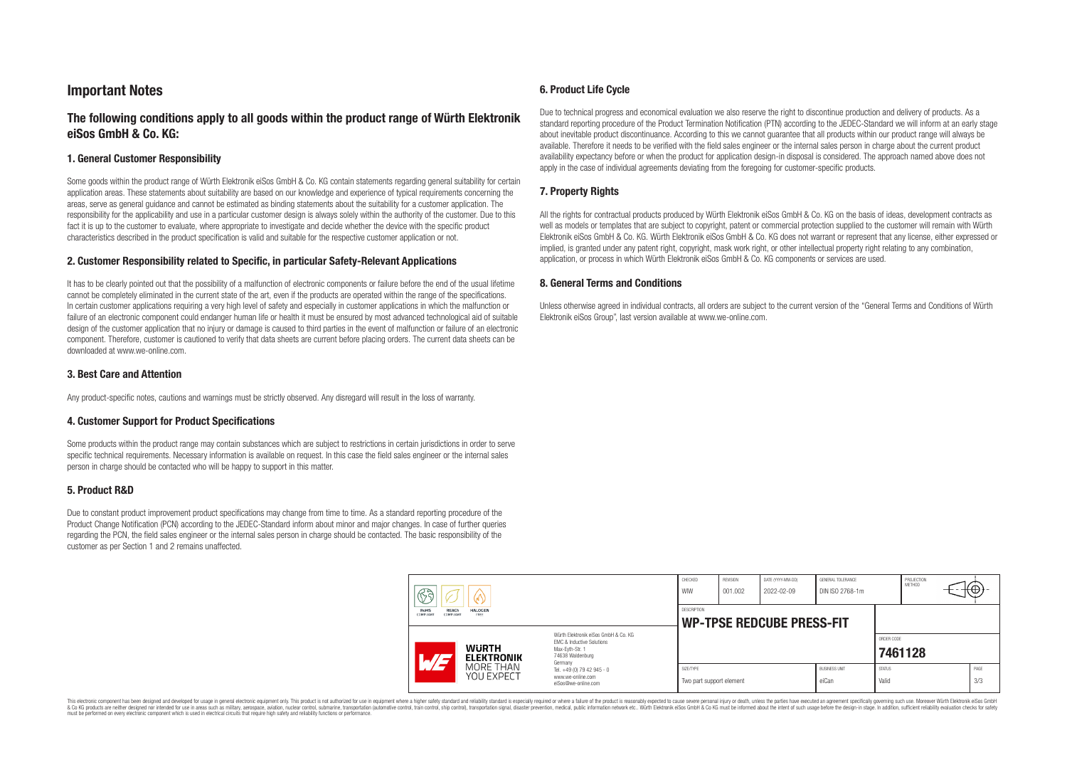# Important Notes

## The following conditions apply to all goods within the product range of Würth Elektronik eiSos GmbH & Co. KG:

### 1. General Customer Responsibility

Some goods within the product range of Würth Elektronik eiSos GmbH & Co. KG contain statements regarding general suitability for certain application areas. These statements about suitability are based on our knowledge and experience of typical requirements concerning the areas, serve as general guidance and cannot be estimated as binding statements about the suitability for a customer application. The responsibility for the applicability and use in a particular customer design is always solely within the authority of the customer. Due to this fact it is up to the customer to evaluate, where appropriate to investigate and decide whether the device with the specific product characteristics described in the product specification is valid and suitable for the respective customer application or not.

### 2. Customer Responsibility related to Specific, in particular Safety-Relevant Applications

It has to be clearly pointed out that the possibility of a malfunction of electronic components or failure before the end of the usual lifetime cannot be completely eliminated in the current state of the art, even if the products are operated within the range of the specifications. In certain customer applications requiring a very high level of safety and especially in customer applications in which the malfunction or failure of an electronic component could endanger human life or health it must be ensured by most advanced technological aid of suitable design of the customer application that no injury or damage is caused to third parties in the event of malfunction or failure of an electronic component. Therefore, customer is cautioned to verify that data sheets are current before placing orders. The current data sheets can be downloaded at www.we-online.com.

### 3. Best Care and Attention

Any product-specific notes, cautions and warnings must be strictly observed. Any disregard will result in the loss of warranty.

### 4. Customer Support for Product Specifications

Some products within the product range may contain substances which are subject to restrictions in certain jurisdictions in order to serve specific technical requirements. Necessary information is available on request. In this case the field sales engineer or the internal sales person in charge should be contacted who will be happy to support in this matter.

### 5. Product R&D

Due to constant product improvement product specifications may change from time to time. As a standard reporting procedure of the Product Change Notification (PCN) according to the JEDEC-Standard inform about minor and major changes. In case of further queries regarding the PCN, the field sales engineer or the internal sales person in charge should be contacted. The basic responsibility of the customer as per Section 1 and 2 remains unaffected.

### 6. Product Life Cycle

Due to technical progress and economical evaluation we also reserve the right to discontinue production and delivery of products. As a standard reporting procedure of the Product Termination Notification (PTN) according to the JEDEC-Standard we will inform at an early stage about inevitable product discontinuance. According to this we cannot guarantee that all products within our product range will always be available. Therefore it needs to be verified with the field sales engineer or the internal sales person in charge about the current product availability expectancy before or when the product for application design-in disposal is considered. The approach named above does not apply in the case of individual agreements deviating from the foregoing for customer-specific products.

### 7. Property Rights

All the rights for contractual products produced by Würth Elektronik eiSos GmbH & Co. KG on the basis of ideas, development contracts as well as models or templates that are subject to copyright, patent or commercial protection supplied to the customer will remain with Würth Elektronik eiSos GmbH & Co. KG. Würth Elektronik eiSos GmbH & Co. KG does not warrant or represent that any license, either expressed or implied, is granted under any patent right, copyright, mask work right, or other intellectual property right relating to any combination, application, or process in which Würth Elektronik eiSos GmbH & Co. KG components or services are used.

### 8. General Terms and Conditions

Unless otherwise agreed in individual contracts, all orders are subject to the current version of the "General Terms and Conditions of Würth Elektronik eiSos Group", last version available at www.we-online.com.

| CHECKED | REVISION | DATE (YYYY-MM-DD) | GENERAL TOLERANCE | PROJECTION METHOD |
|---|---|---|---|---|
| WIW | 001.002 | 2022-02-09 | DIN ISO 2768-1m | |

DESCRIPTION: **WP-TPSE REDCUBE PRESS-FIT**

ORDER CODE: **7461128**

| SIZE/TYPE | BUSINESS UNIT | STATUS | PAGE |
|---|---|---|---|
| Two part support element | eiCan | Valid | 3/3 |

RoHS COMPLIANT · REACh COMPLIANT · HALOGEN FREE

WÜRTH ELEKTRONIK · MORE THAN YOU EXPECT

Würth Elektronik eiSos GmbH & Co. KG
EMC & Inductive Solutions
Max-Eyth-Str. 1
74638 Waldenburg
Germany
Tel. +49 (0) 79 42 945 - 0
www.we-online.com
eiSos@we-online.com

This electronic component has been designed and developed for usage in general electronic equipment only. This product is not authorized for use in equipment where a higher safety standard and reliability standard is especially required or where a failure of the product is reasonably expected to cause severe personal injury or death, unless the parties have executed an agreement specifically governing such use. Moreover Würth Elektronik eiSos GmbH & Co KG products are neither designed nor intended for use in areas such as military, aerospace, aviation, nuclear control, submarine, transportation (automotive control, train control, ship control), transportation signal, disaster prevention, medical, public information network etc.. Würth Elektronik eiSos GmbH & Co KG must be informed about the intent of such usage before the design-in stage. In addition, sufficient reliability evaluation checks for safety must be performed on every electronic component which is used in electrical circuits that require high safety and reliability functions or performance.